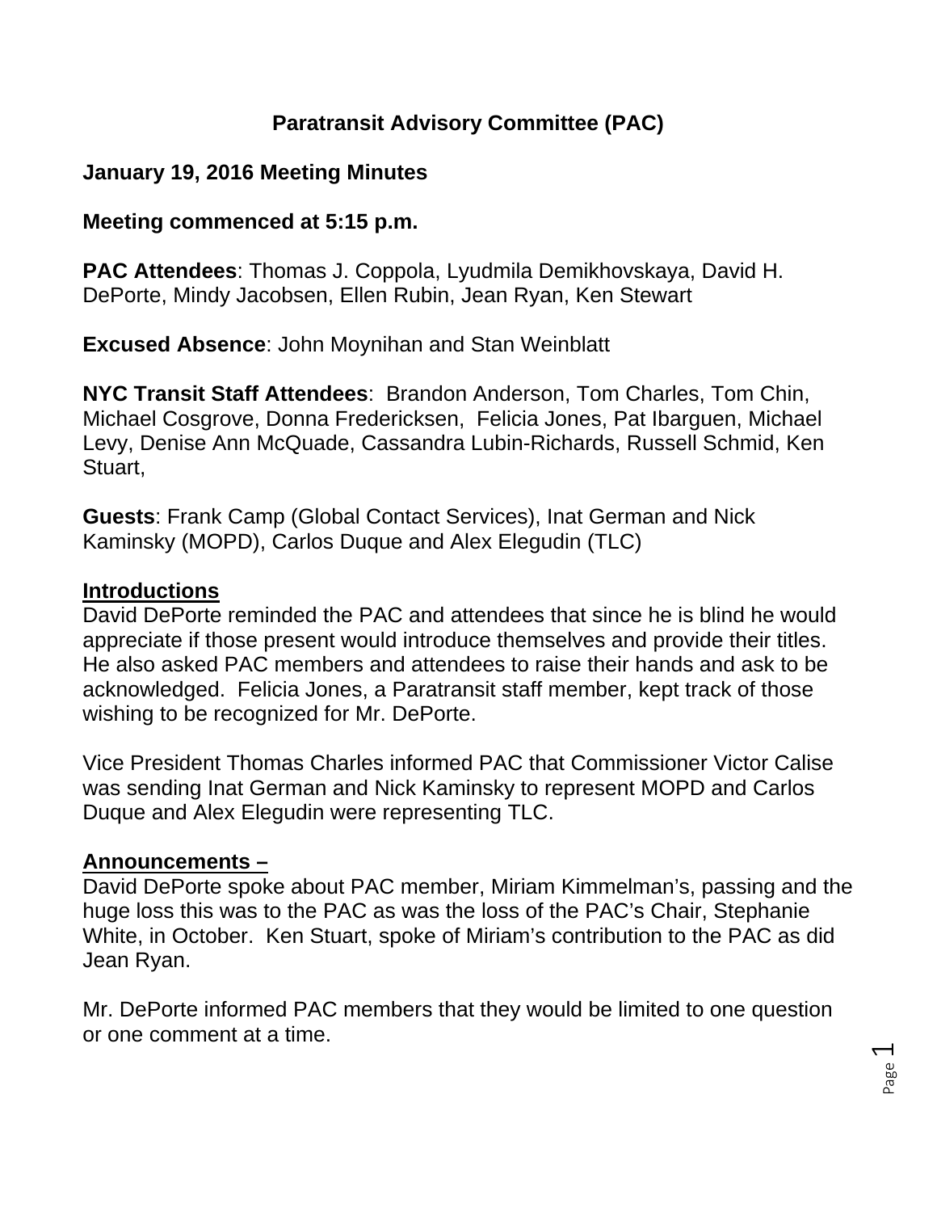# Paratransit Advisory Committee (PAC)

**January 19, 2016 Meeting Minutes**

**Meeting commenced at 5:15 p.m.**

**PAC Attendees**: Thomas J. Coppola, Lyudmila Demikhovskaya, David H. DePorte, Mindy Jacobsen, Ellen Rubin, Jean Ryan, Ken Stewart

**Excused Absence**: John Moynihan and Stan Weinblatt

**NYC Transit Staff Attendees**: Brandon Anderson, Tom Charles, Tom Chin, Michael Cosgrove, Donna Fredericksen, Felicia Jones, Pat Ibarguen, Michael Levy, Denise Ann McQuade, Cassandra Lubin-Richards, Russell Schmid, Ken Stuart,

**Guests**: Frank Camp (Global Contact Services), Inat German and Nick Kaminsky (MOPD), Carlos Duque and Alex Elegudin (TLC)

**Introductions**

David DePorte reminded the PAC and attendees that since he is blind he would appreciate if those present would introduce themselves and provide their titles. He also asked PAC members and attendees to raise their hands and ask to be acknowledged. Felicia Jones, a Paratransit staff member, kept track of those wishing to be recognized for Mr. DePorte.

Vice President Thomas Charles informed PAC that Commissioner Victor Calise was sending Inat German and Nick Kaminsky to represent MOPD and Carlos Duque and Alex Elegudin were representing TLC.

**Announcements –**

David DePorte spoke about PAC member, Miriam Kimmelman's, passing and the huge loss this was to the PAC as was the loss of the PAC's Chair, Stephanie White, in October. Ken Stuart, spoke of Miriam's contribution to the PAC as did Jean Ryan.

Mr. DePorte informed PAC members that they would be limited to one question or one comment at a time.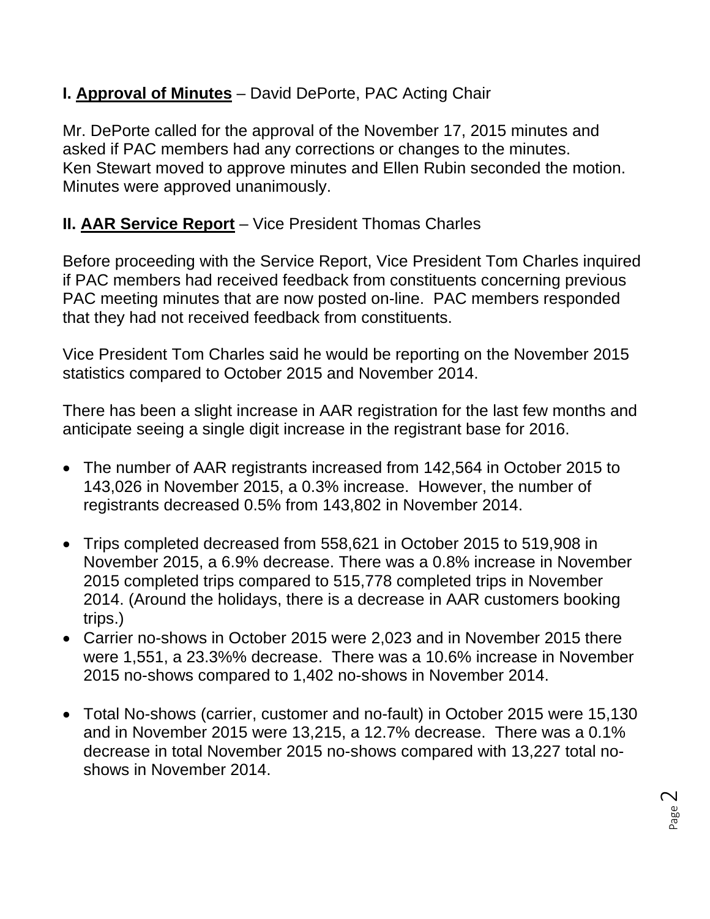**I. <u>Approval of Minutes</u>** – David DePorte, PAC Acting Chair

Mr. DePorte called for the approval of the November 17, 2015 minutes and asked if PAC members had any corrections or changes to the minutes. Ken Stewart moved to approve minutes and Ellen Rubin seconded the motion. Minutes were approved unanimously.

**II. <u>AAR Service Report</u>** – Vice President Thomas Charles

Before proceeding with the Service Report, Vice President Tom Charles inquired if PAC members had received feedback from constituents concerning previous PAC meeting minutes that are now posted on-line. PAC members responded that they had not received feedback from constituents.

Vice President Tom Charles said he would be reporting on the November 2015 statistics compared to October 2015 and November 2014.

There has been a slight increase in AAR registration for the last few months and anticipate seeing a single digit increase in the registrant base for 2016.

- The number of AAR registrants increased from 142,564 in October 2015 to 143,026 in November 2015, a 0.3% increase. However, the number of registrants decreased 0.5% from 143,802 in November 2014.
- Trips completed decreased from 558,621 in October 2015 to 519,908 in November 2015, a 6.9% decrease. There was a 0.8% increase in November 2015 completed trips compared to 515,778 completed trips in November 2014. (Around the holidays, there is a decrease in AAR customers booking trips.)
- Carrier no-shows in October 2015 were 2,023 and in November 2015 there were 1,551, a 23.3%% decrease. There was a 10.6% increase in November 2015 no-shows compared to 1,402 no-shows in November 2014.
- Total No-shows (carrier, customer and no-fault) in October 2015 were 15,130 and in November 2015 were 13,215, a 12.7% decrease. There was a 0.1% decrease in total November 2015 no-shows compared with 13,227 total no-shows in November 2014.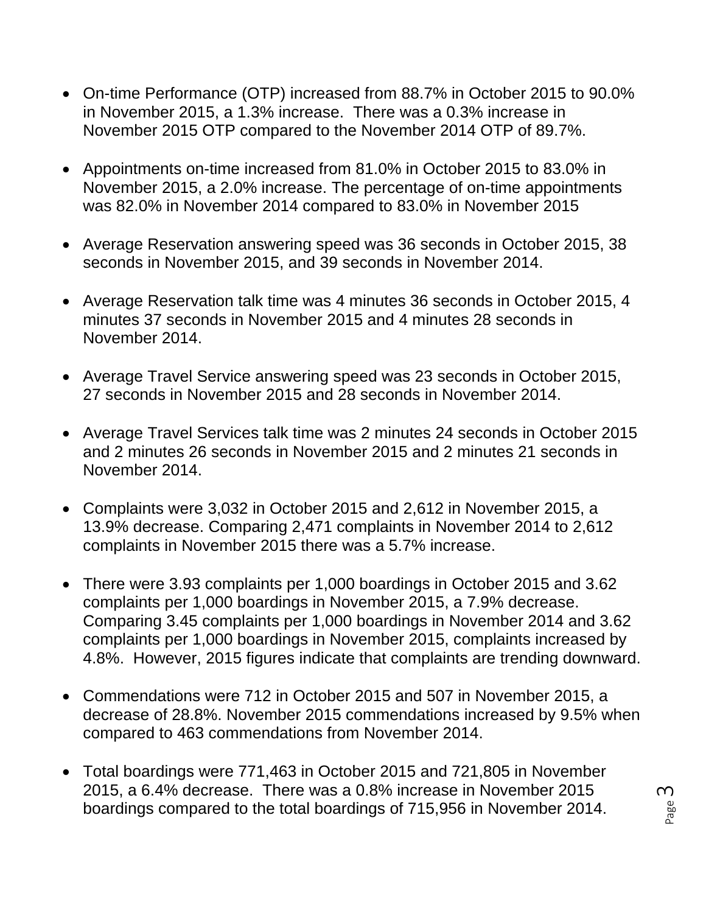- On-time Performance (OTP) increased from 88.7% in October 2015 to 90.0% in November 2015, a 1.3% increase. There was a 0.3% increase in November 2015 OTP compared to the November 2014 OTP of 89.7%.

- Appointments on-time increased from 81.0% in October 2015 to 83.0% in November 2015, a 2.0% increase. The percentage of on-time appointments was 82.0% in November 2014 compared to 83.0% in November 2015

- Average Reservation answering speed was 36 seconds in October 2015, 38 seconds in November 2015, and 39 seconds in November 2014.

- Average Reservation talk time was 4 minutes 36 seconds in October 2015, 4 minutes 37 seconds in November 2015 and 4 minutes 28 seconds in November 2014.

- Average Travel Service answering speed was 23 seconds in October 2015, 27 seconds in November 2015 and 28 seconds in November 2014.

- Average Travel Services talk time was 2 minutes 24 seconds in October 2015 and 2 minutes 26 seconds in November 2015 and 2 minutes 21 seconds in November 2014.

- Complaints were 3,032 in October 2015 and 2,612 in November 2015, a 13.9% decrease. Comparing 2,471 complaints in November 2014 to 2,612 complaints in November 2015 there was a 5.7% increase.

- There were 3.93 complaints per 1,000 boardings in October 2015 and 3.62 complaints per 1,000 boardings in November 2015, a 7.9% decrease. Comparing 3.45 complaints per 1,000 boardings in November 2014 and 3.62 complaints per 1,000 boardings in November 2015, complaints increased by 4.8%. However, 2015 figures indicate that complaints are trending downward.

- Commendations were 712 in October 2015 and 507 in November 2015, a decrease of 28.8%. November 2015 commendations increased by 9.5% when compared to 463 commendations from November 2014.

- Total boardings were 771,463 in October 2015 and 721,805 in November 2015, a 6.4% decrease. There was a 0.8% increase in November 2015 boardings compared to the total boardings of 715,956 in November 2014.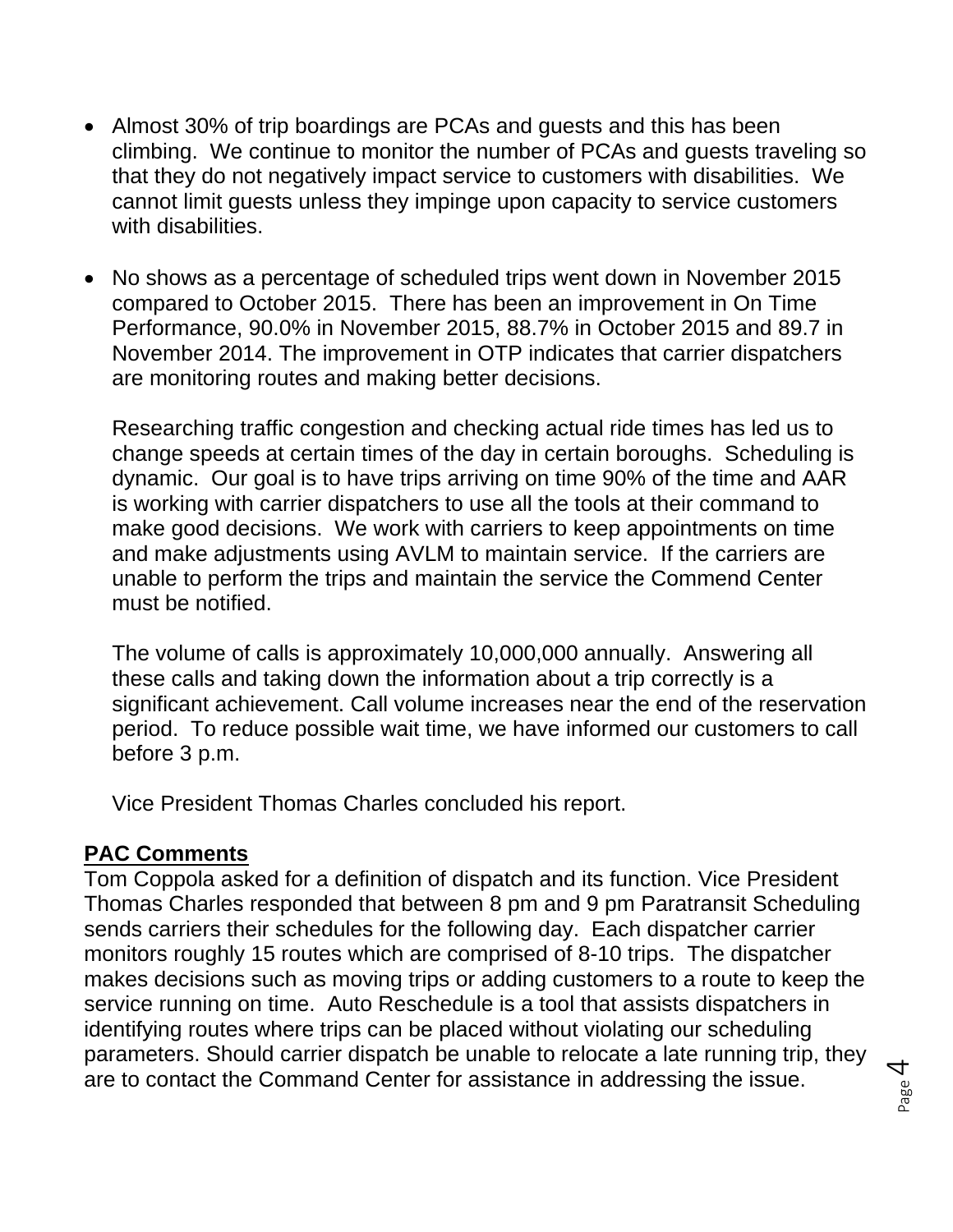- Almost 30% of trip boardings are PCAs and guests and this has been climbing. We continue to monitor the number of PCAs and guests traveling so that they do not negatively impact service to customers with disabilities. We cannot limit guests unless they impinge upon capacity to service customers with disabilities.

- No shows as a percentage of scheduled trips went down in November 2015 compared to October 2015. There has been an improvement in On Time Performance, 90.0% in November 2015, 88.7% in October 2015 and 89.7 in November 2014. The improvement in OTP indicates that carrier dispatchers are monitoring routes and making better decisions.

  Researching traffic congestion and checking actual ride times has led us to change speeds at certain times of the day in certain boroughs. Scheduling is dynamic. Our goal is to have trips arriving on time 90% of the time and AAR is working with carrier dispatchers to use all the tools at their command to make good decisions. We work with carriers to keep appointments on time and make adjustments using AVLM to maintain service. If the carriers are unable to perform the trips and maintain the service the Commend Center must be notified.

  The volume of calls is approximately 10,000,000 annually. Answering all these calls and taking down the information about a trip correctly is a significant achievement. Call volume increases near the end of the reservation period. To reduce possible wait time, we have informed our customers to call before 3 p.m.

  Vice President Thomas Charles concluded his report.

**PAC Comments**

Tom Coppola asked for a definition of dispatch and its function. Vice President Thomas Charles responded that between 8 pm and 9 pm Paratransit Scheduling sends carriers their schedules for the following day. Each dispatcher carrier monitors roughly 15 routes which are comprised of 8-10 trips. The dispatcher makes decisions such as moving trips or adding customers to a route to keep the service running on time. Auto Reschedule is a tool that assists dispatchers in identifying routes where trips can be placed without violating our scheduling parameters. Should carrier dispatch be unable to relocate a late running trip, they are to contact the Command Center for assistance in addressing the issue.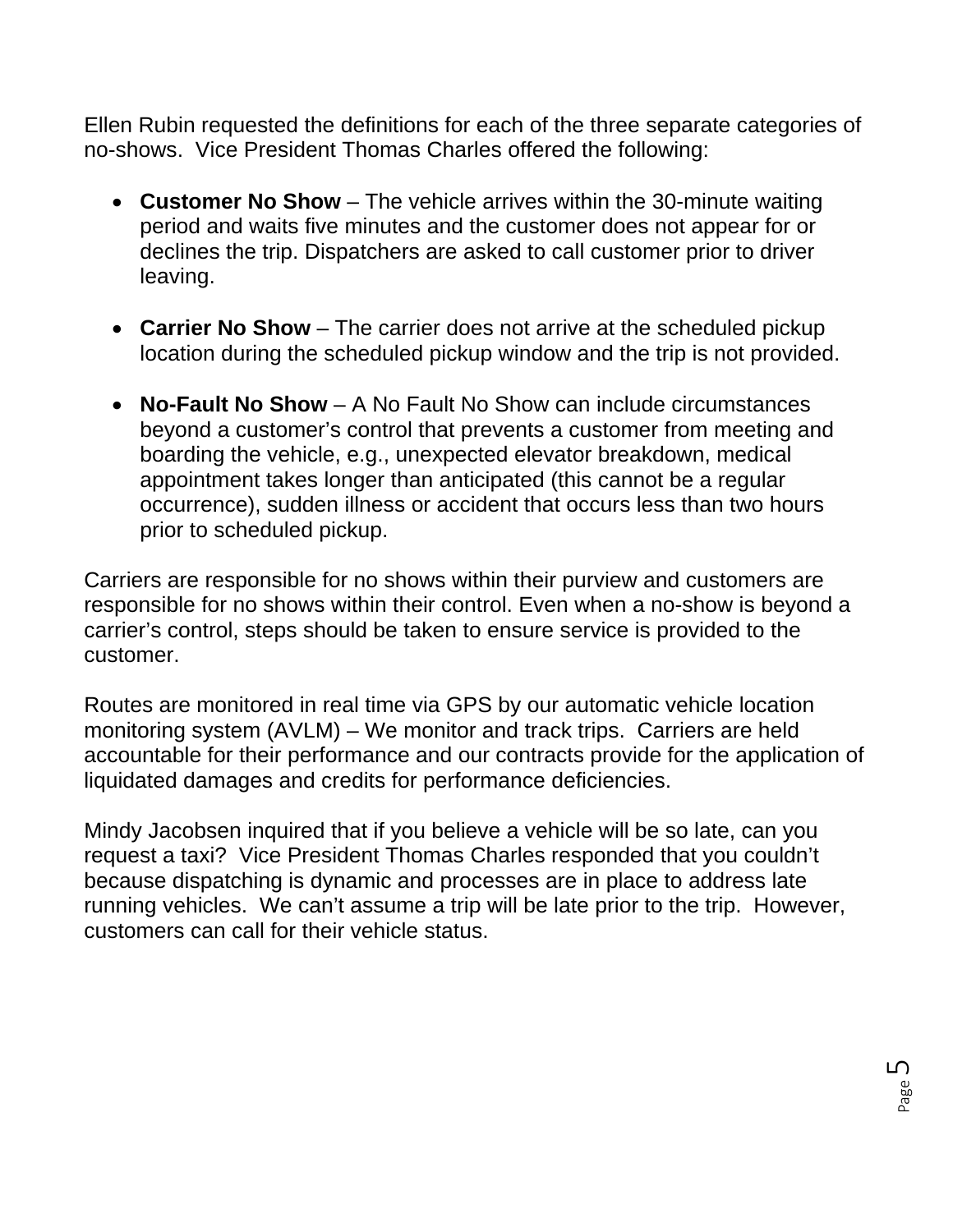Ellen Rubin requested the definitions for each of the three separate categories of no-shows.  Vice President Thomas Charles offered the following:

- **Customer No Show** – The vehicle arrives within the 30-minute waiting period and waits five minutes and the customer does not appear for or declines the trip. Dispatchers are asked to call customer prior to driver leaving.

- **Carrier No Show** – The carrier does not arrive at the scheduled pickup location during the scheduled pickup window and the trip is not provided.

- **No-Fault No Show** – A No Fault No Show can include circumstances beyond a customer's control that prevents a customer from meeting and boarding the vehicle, e.g., unexpected elevator breakdown, medical appointment takes longer than anticipated (this cannot be a regular occurrence), sudden illness or accident that occurs less than two hours prior to scheduled pickup.

Carriers are responsible for no shows within their purview and customers are responsible for no shows within their control. Even when a no-show is beyond a carrier's control, steps should be taken to ensure service is provided to the customer.

Routes are monitored in real time via GPS by our automatic vehicle location monitoring system (AVLM) – We monitor and track trips.  Carriers are held accountable for their performance and our contracts provide for the application of liquidated damages and credits for performance deficiencies.

Mindy Jacobsen inquired that if you believe a vehicle will be so late, can you request a taxi?  Vice President Thomas Charles responded that you couldn't because dispatching is dynamic and processes are in place to address late running vehicles.  We can't assume a trip will be late prior to the trip.  However, customers can call for their vehicle status.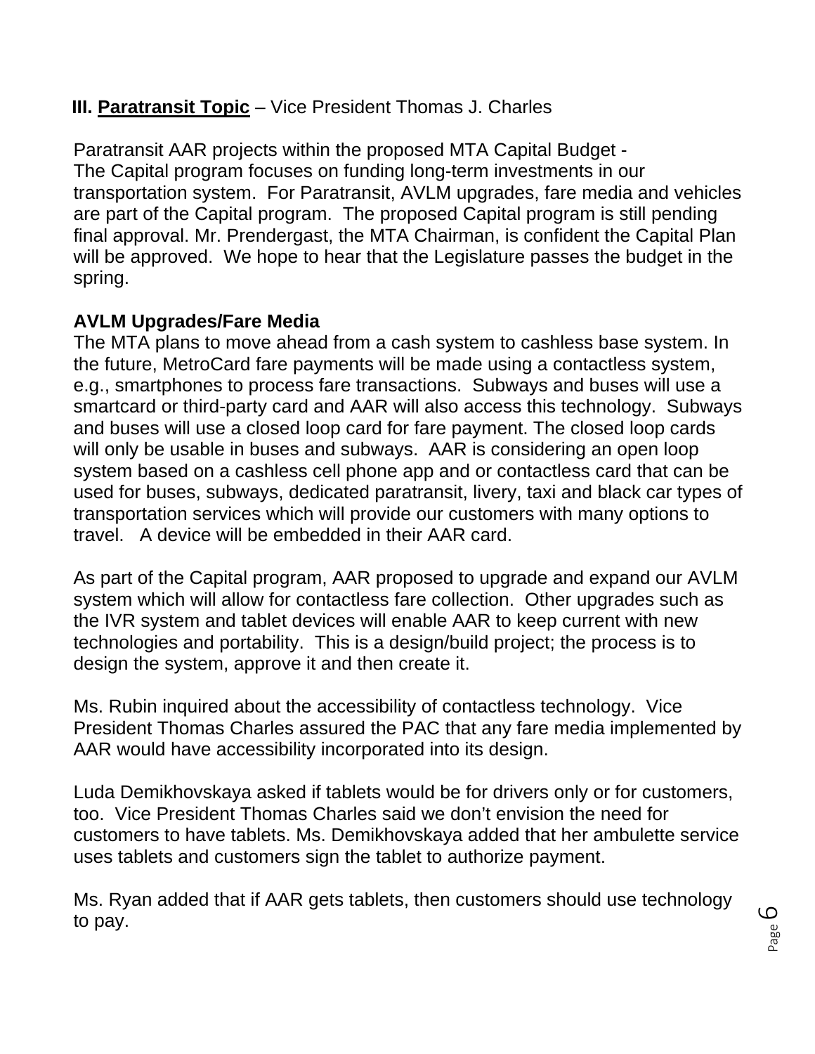### III. <u>Paratransit Topic</u> – Vice President Thomas J. Charles

Paratransit AAR projects within the proposed MTA Capital Budget -
The Capital program focuses on funding long-term investments in our transportation system. For Paratransit, AVLM upgrades, fare media and vehicles are part of the Capital program. The proposed Capital program is still pending final approval. Mr. Prendergast, the MTA Chairman, is confident the Capital Plan will be approved. We hope to hear that the Legislature passes the budget in the spring.

**AVLM Upgrades/Fare Media**
The MTA plans to move ahead from a cash system to cashless base system. In the future, MetroCard fare payments will be made using a contactless system, e.g., smartphones to process fare transactions. Subways and buses will use a smartcard or third-party card and AAR will also access this technology. Subways and buses will use a closed loop card for fare payment. The closed loop cards will only be usable in buses and subways. AAR is considering an open loop system based on a cashless cell phone app and or contactless card that can be used for buses, subways, dedicated paratransit, livery, taxi and black car types of transportation services which will provide our customers with many options to travel. A device will be embedded in their AAR card.

As part of the Capital program, AAR proposed to upgrade and expand our AVLM system which will allow for contactless fare collection. Other upgrades such as the IVR system and tablet devices will enable AAR to keep current with new technologies and portability. This is a design/build project; the process is to design the system, approve it and then create it.

Ms. Rubin inquired about the accessibility of contactless technology. Vice President Thomas Charles assured the PAC that any fare media implemented by AAR would have accessibility incorporated into its design.

Luda Demikhovskaya asked if tablets would be for drivers only or for customers, too. Vice President Thomas Charles said we don't envision the need for customers to have tablets. Ms. Demikhovskaya added that her ambulette service uses tablets and customers sign the tablet to authorize payment.

Ms. Ryan added that if AAR gets tablets, then customers should use technology to pay.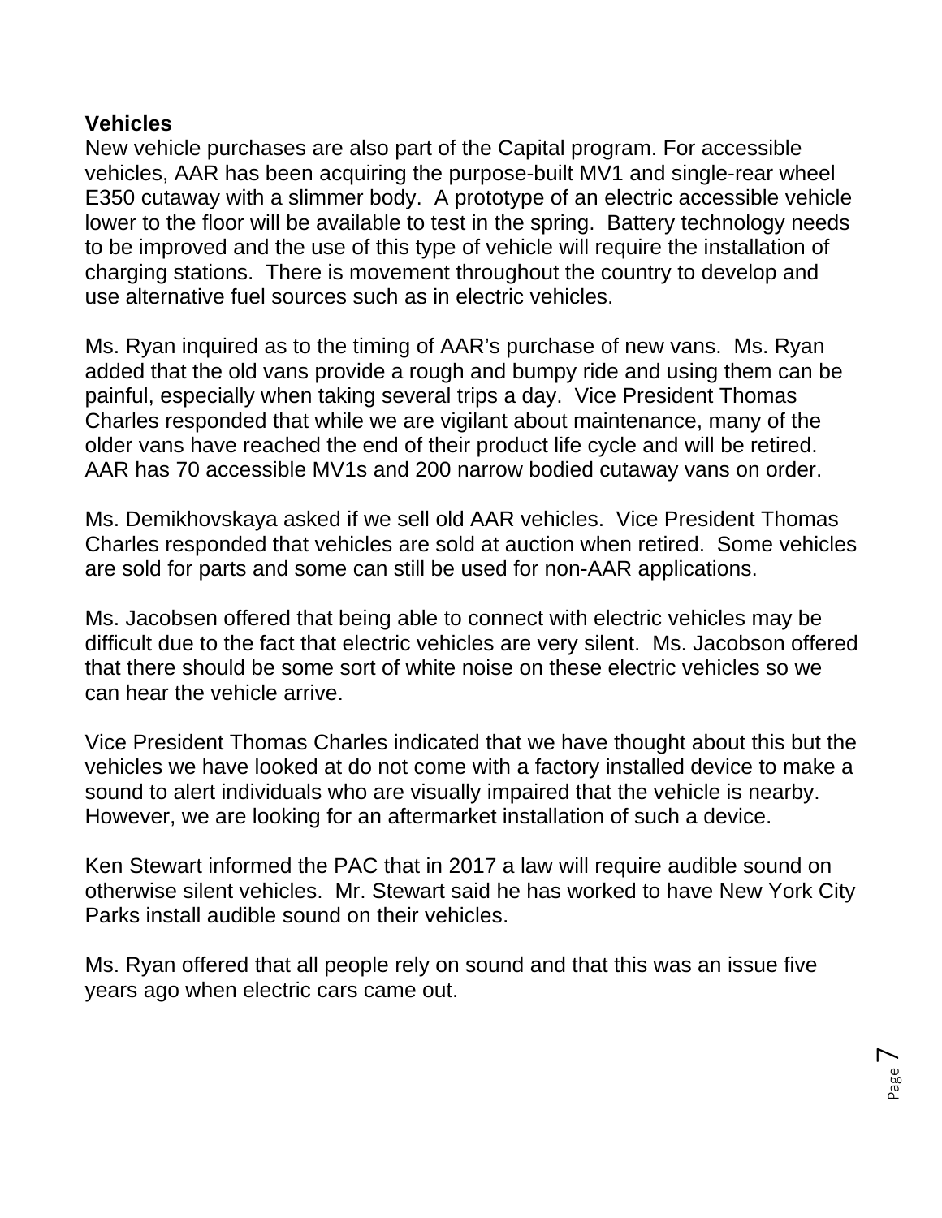**Vehicles**

New vehicle purchases are also part of the Capital program. For accessible vehicles, AAR has been acquiring the purpose-built MV1 and single-rear wheel E350 cutaway with a slimmer body. A prototype of an electric accessible vehicle lower to the floor will be available to test in the spring. Battery technology needs to be improved and the use of this type of vehicle will require the installation of charging stations. There is movement throughout the country to develop and use alternative fuel sources such as in electric vehicles.

Ms. Ryan inquired as to the timing of AAR's purchase of new vans. Ms. Ryan added that the old vans provide a rough and bumpy ride and using them can be painful, especially when taking several trips a day. Vice President Thomas Charles responded that while we are vigilant about maintenance, many of the older vans have reached the end of their product life cycle and will be retired. AAR has 70 accessible MV1s and 200 narrow bodied cutaway vans on order.

Ms. Demikhovskaya asked if we sell old AAR vehicles. Vice President Thomas Charles responded that vehicles are sold at auction when retired. Some vehicles are sold for parts and some can still be used for non-AAR applications.

Ms. Jacobsen offered that being able to connect with electric vehicles may be difficult due to the fact that electric vehicles are very silent. Ms. Jacobson offered that there should be some sort of white noise on these electric vehicles so we can hear the vehicle arrive.

Vice President Thomas Charles indicated that we have thought about this but the vehicles we have looked at do not come with a factory installed device to make a sound to alert individuals who are visually impaired that the vehicle is nearby. However, we are looking for an aftermarket installation of such a device.

Ken Stewart informed the PAC that in 2017 a law will require audible sound on otherwise silent vehicles. Mr. Stewart said he has worked to have New York City Parks install audible sound on their vehicles.

Ms. Ryan offered that all people rely on sound and that this was an issue five years ago when electric cars came out.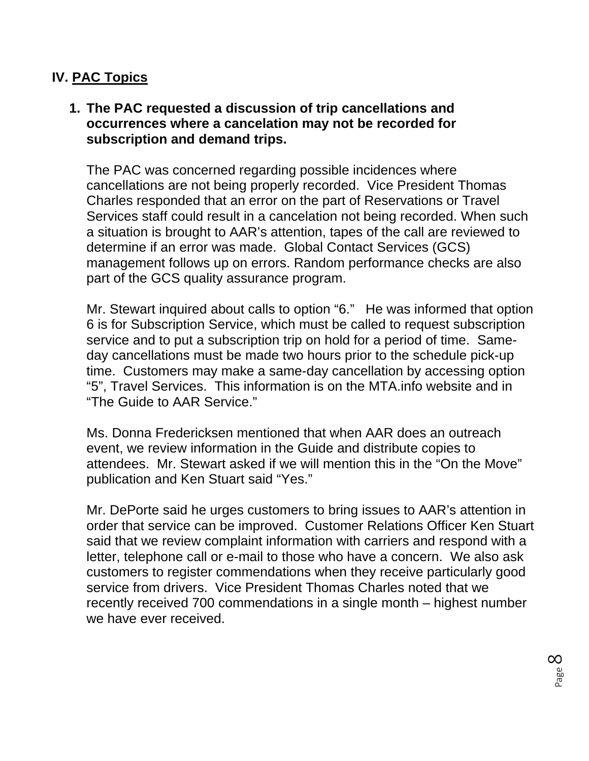## IV. PAC Topics

1. **The PAC requested a discussion of trip cancellations and occurrences where a cancelation may not be recorded for subscription and demand trips.**

   The PAC was concerned regarding possible incidences where cancellations are not being properly recorded. Vice President Thomas Charles responded that an error on the part of Reservations or Travel Services staff could result in a cancelation not being recorded. When such a situation is brought to AAR's attention, tapes of the call are reviewed to determine if an error was made. Global Contact Services (GCS) management follows up on errors. Random performance checks are also part of the GCS quality assurance program.

   Mr. Stewart inquired about calls to option "6." He was informed that option 6 is for Subscription Service, which must be called to request subscription service and to put a subscription trip on hold for a period of time. Same-day cancellations must be made two hours prior to the schedule pick-up time. Customers may make a same-day cancellation by accessing option "5", Travel Services. This information is on the MTA.info website and in "The Guide to AAR Service."

   Ms. Donna Fredericksen mentioned that when AAR does an outreach event, we review information in the Guide and distribute copies to attendees. Mr. Stewart asked if we will mention this in the "On the Move" publication and Ken Stuart said "Yes."

   Mr. DePorte said he urges customers to bring issues to AAR's attention in order that service can be improved. Customer Relations Officer Ken Stuart said that we review complaint information with carriers and respond with a letter, telephone call or e-mail to those who have a concern. We also ask customers to register commendations when they receive particularly good service from drivers. Vice President Thomas Charles noted that we recently received 700 commendations in a single month – highest number we have ever received.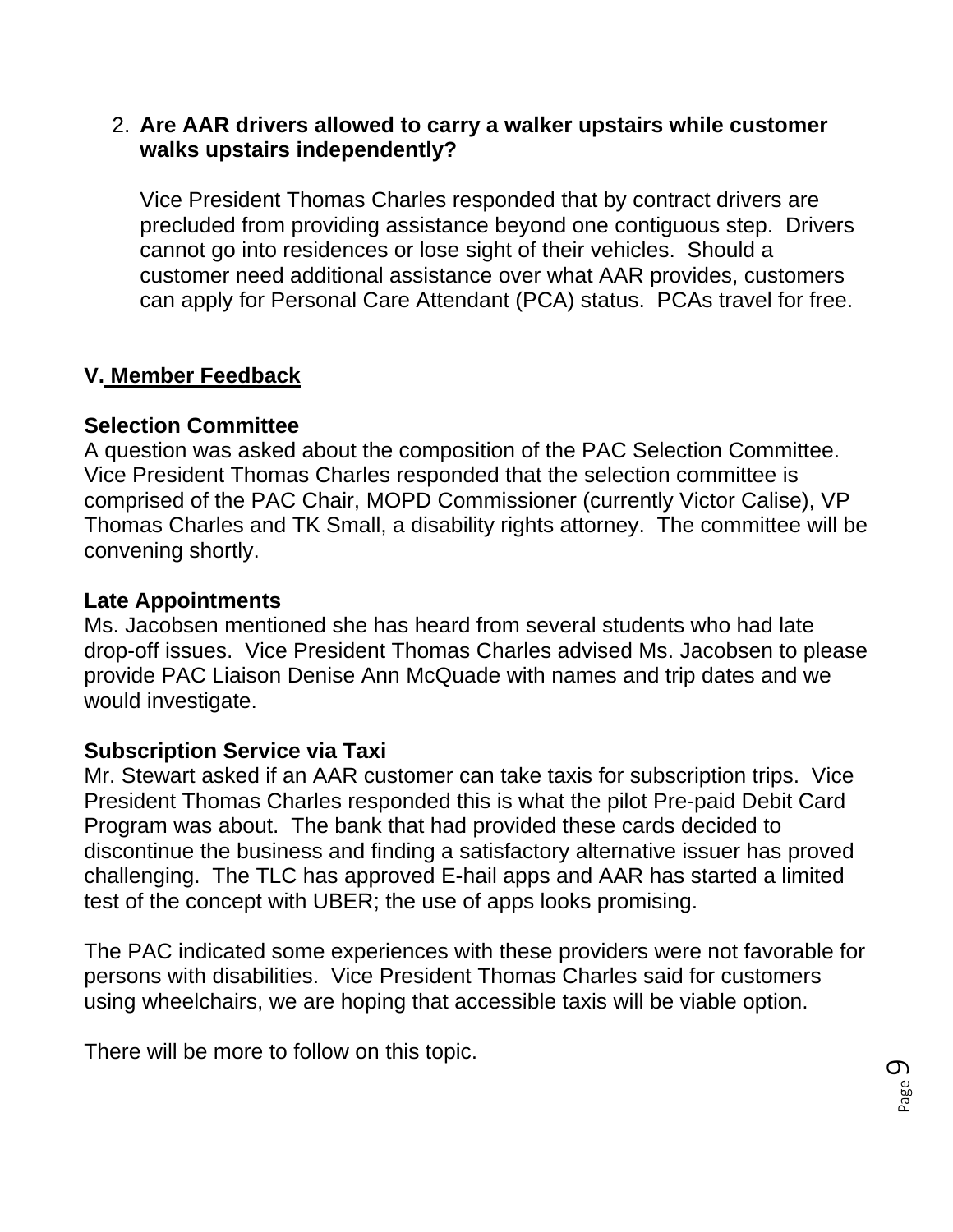2. **Are AAR drivers allowed to carry a walker upstairs while customer walks upstairs independently?**

   Vice President Thomas Charles responded that by contract drivers are precluded from providing assistance beyond one contiguous step. Drivers cannot go into residences or lose sight of their vehicles. Should a customer need additional assistance over what AAR provides, customers can apply for Personal Care Attendant (PCA) status. PCAs travel for free.

## V. Member Feedback

### Selection Committee

A question was asked about the composition of the PAC Selection Committee. Vice President Thomas Charles responded that the selection committee is comprised of the PAC Chair, MOPD Commissioner (currently Victor Calise), VP Thomas Charles and TK Small, a disability rights attorney. The committee will be convening shortly.

### Late Appointments

Ms. Jacobsen mentioned she has heard from several students who had late drop-off issues. Vice President Thomas Charles advised Ms. Jacobsen to please provide PAC Liaison Denise Ann McQuade with names and trip dates and we would investigate.

### Subscription Service via Taxi

Mr. Stewart asked if an AAR customer can take taxis for subscription trips. Vice President Thomas Charles responded this is what the pilot Pre-paid Debit Card Program was about. The bank that had provided these cards decided to discontinue the business and finding a satisfactory alternative issuer has proved challenging. The TLC has approved E-hail apps and AAR has started a limited test of the concept with UBER; the use of apps looks promising.

The PAC indicated some experiences with these providers were not favorable for persons with disabilities. Vice President Thomas Charles said for customers using wheelchairs, we are hoping that accessible taxis will be viable option.

There will be more to follow on this topic.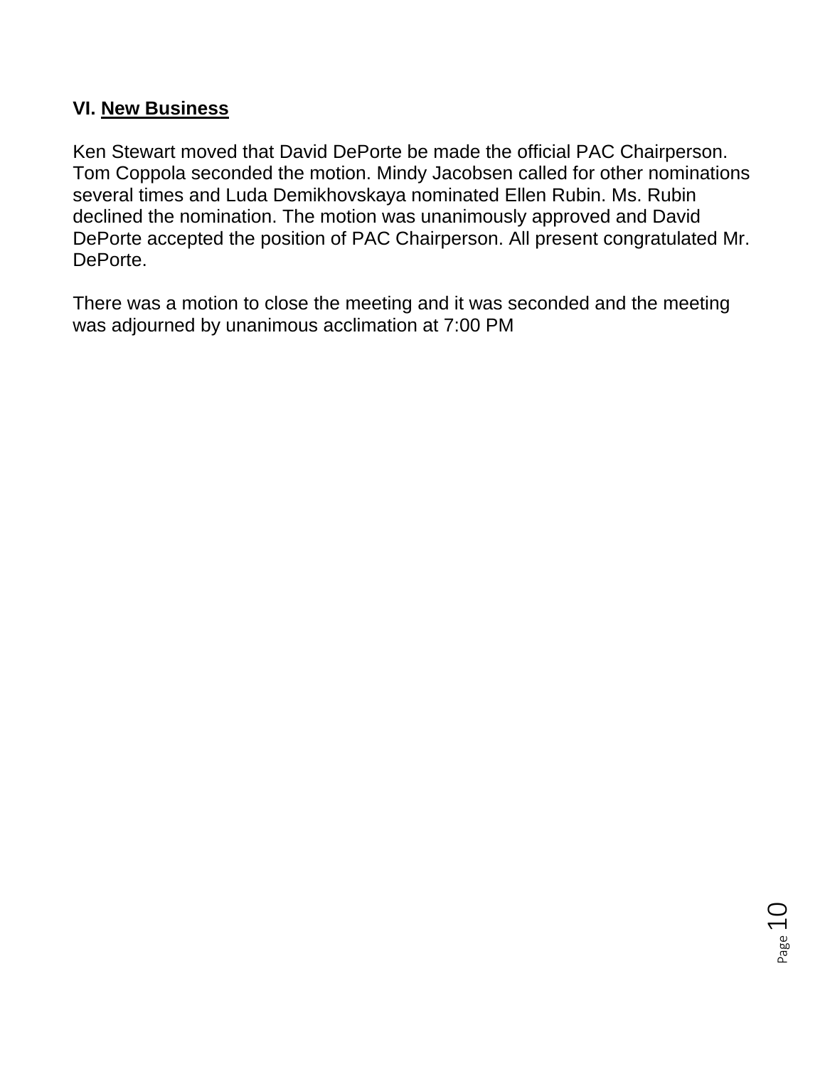### VI. <u>New Business</u>

Ken Stewart moved that David DePorte be made the official PAC Chairperson. Tom Coppola seconded the motion. Mindy Jacobsen called for other nominations several times and Luda Demikhovskaya nominated Ellen Rubin. Ms. Rubin declined the nomination. The motion was unanimously approved and David DePorte accepted the position of PAC Chairperson. All present congratulated Mr. DePorte.

There was a motion to close the meeting and it was seconded and the meeting was adjourned by unanimous acclimation at 7:00 PM